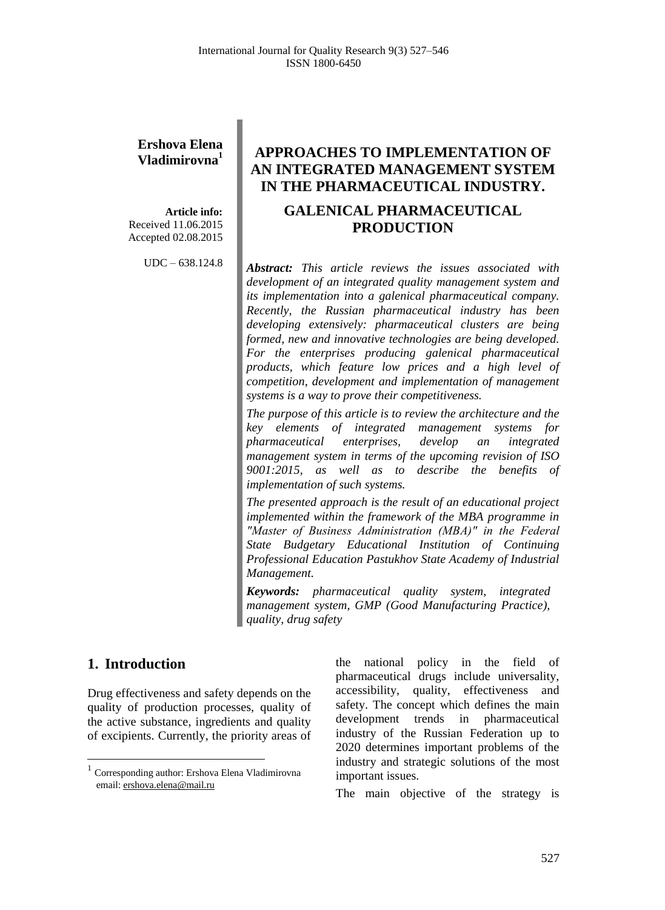**Ershova Elena Vladimirova**[1]

**Article info:**
Received 11.06.2015
Accepted 02.08.2015

UDC – 638.124.8

# APPROACHES TO IMPLEMENTATION OF AN INTEGRATED MANAGEMENT SYSTEM IN THE PHARMACEUTICAL INDUSTRY.

# GALENICAL PHARMACEUTICAL PRODUCTION

***Abstract:*** *This article reviews the issues associated with development of an integrated quality management system and its implementation into a galenical pharmaceutical company. Recently, the Russian pharmaceutical industry has been developing extensively: pharmaceutical clusters are being formed, new and innovative technologies are being developed. For the enterprises producing galenical pharmaceutical products, which feature low prices and a high level of competition, development and implementation of management systems is a way to prove their competitiveness.*

*The purpose of this article is to review the architecture and the key elements of integrated management systems for pharmaceutical enterprises, develop an integrated management system in terms of the upcoming revision of ISO 9001:2015, as well as to describe the benefits of implementation of such systems.*

*The presented approach is the result of an educational project implemented within the framework of the MBA programme in "Master of Business Administration (MBA)" in the Federal State Budgetary Educational Institution of Continuing Professional Education Pastukhov State Academy of Industrial Management.*

***Keywords:*** *pharmaceutical quality system, integrated management system, GMP (Good Manufacturing Practice), quality, drug safety*

## 1. Introduction

Drug effectiveness and safety depends on the quality of production processes, quality of the active substance, ingredients and quality of excipients. Currently, the priority areas of the national policy in the field of pharmaceutical drugs include universality, accessibility, quality, effectiveness and safety. The concept which defines the main development trends in pharmaceutical industry of the Russian Federation up to 2020 determines important problems of the industry and strategic solutions of the most important issues.

The main objective of the strategy is

[1] Corresponding author: Ershova Elena Vladimirovna
email: ershova.elena@mail.ru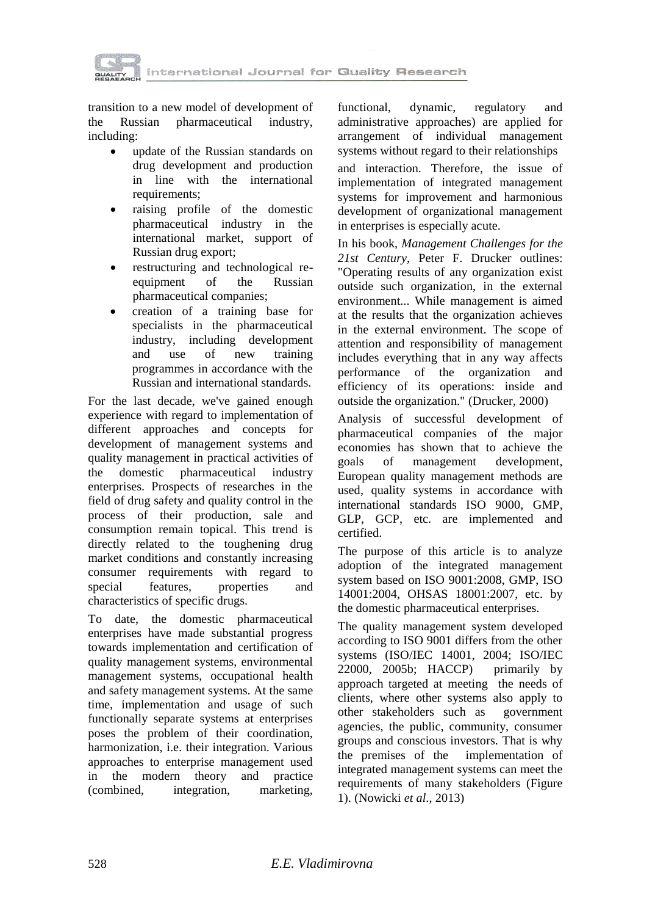transition to a new model of development of the Russian pharmaceutical industry, including:

- update of the Russian standards on drug development and production in line with the international requirements;
- raising profile of the domestic pharmaceutical industry in the international market, support of Russian drug export;
- restructuring and technological re-equipment of the Russian pharmaceutical companies;
- creation of a training base for specialists in the pharmaceutical industry, including development and use of new training programmes in accordance with the Russian and international standards.

For the last decade, we've gained enough experience with regard to implementation of different approaches and concepts for development of management systems and quality management in practical activities of the domestic pharmaceutical industry enterprises. Prospects of researches in the field of drug safety and quality control in the process of their production, sale and consumption remain topical. This trend is directly related to the toughening drug market conditions and constantly increasing consumer requirements with regard to special features, properties and characteristics of specific drugs.

To date, the domestic pharmaceutical enterprises have made substantial progress towards implementation and certification of quality management systems, environmental management systems, occupational health and safety management systems. At the same time, implementation and usage of such functionally separate systems at enterprises poses the problem of their coordination, harmonization, i.e. their integration. Various approaches to enterprise management used in the modern theory and practice (combined, integration, marketing, functional, dynamic, regulatory and administrative approaches) are applied for arrangement of individual management systems without regard to their relationships and interaction. Therefore, the issue of implementation of integrated management systems for improvement and harmonious development of organizational management in enterprises is especially acute.

In his book, *Management Challenges for the 21st Century*, Peter F. Drucker outlines: "Operating results of any organization exist outside such organization, in the external environment... While management is aimed at the results that the organization achieves in the external environment. The scope of attention and responsibility of management includes everything that in any way affects performance of the organization and efficiency of its operations: inside and outside the organization." (Drucker, 2000)

Analysis of successful development of pharmaceutical companies of the major economies has shown that to achieve the goals of management development, European quality management methods are used, quality systems in accordance with international standards ISO 9000, GMP, GLP, GCP, etc. are implemented and certified.

The purpose of this article is to analyze adoption of the integrated management system based on ISO 9001:2008, GMP, ISO 14001:2004, OHSAS 18001:2007, etc. by the domestic pharmaceutical enterprises.

The quality management system developed according to ISO 9001 differs from the other systems (ISO/IEC 14001, 2004; ISO/IEC 22000, 2005b; HACCP) primarily by approach targeted at meeting the needs of clients, where other systems also apply to other stakeholders such as government agencies, the public, community, consumer groups and conscious investors. That is why the premises of the implementation of integrated management systems can meet the requirements of many stakeholders (Figure 1). (Nowicki *et al.*, 2013)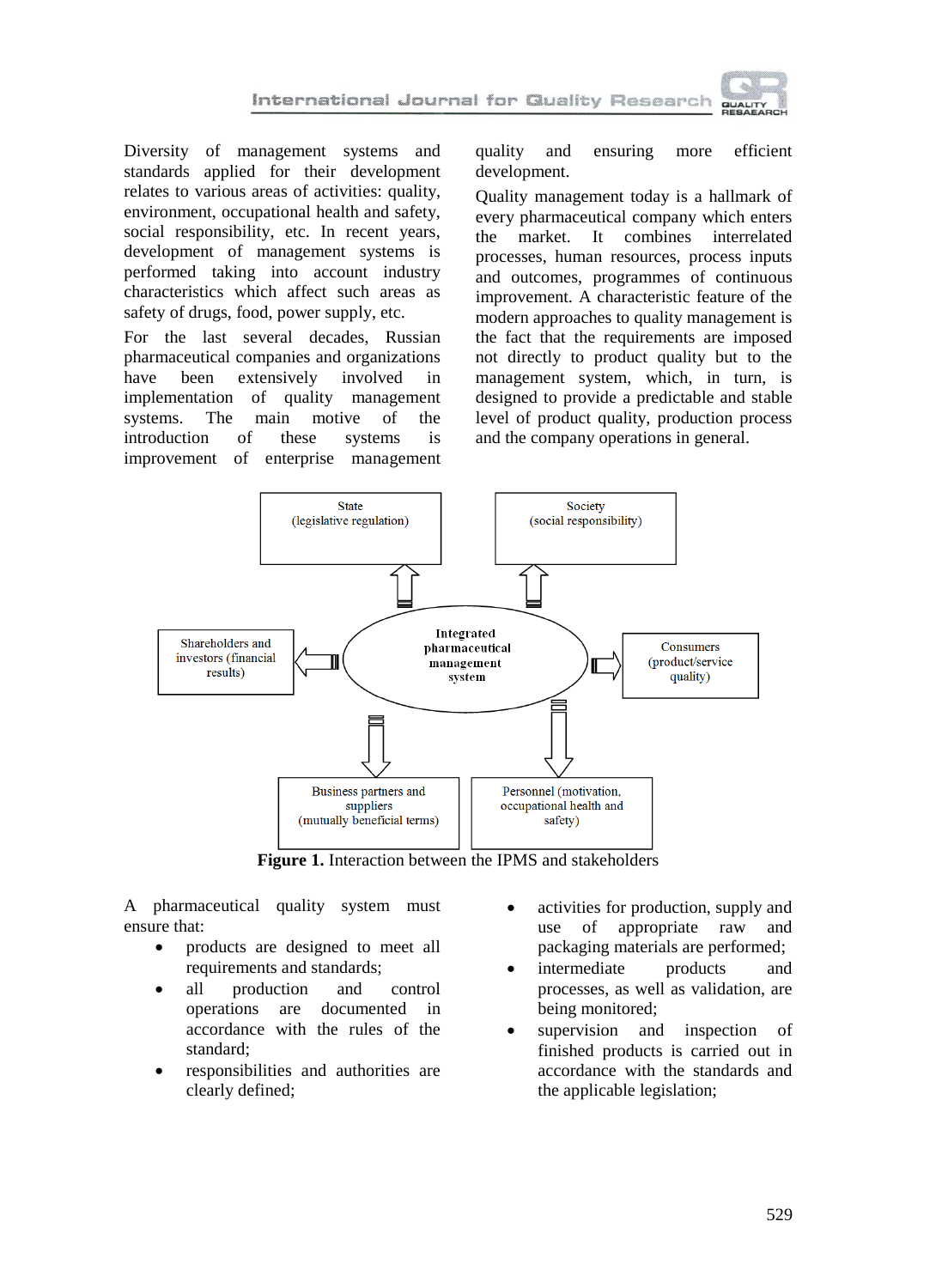Diversity of management systems and standards applied for their development relates to various areas of activities: quality, environment, occupational health and safety, social responsibility, etc. In recent years, development of management systems is performed taking into account industry characteristics which affect such areas as safety of drugs, food, power supply, etc.

For the last several decades, Russian pharmaceutical companies and organizations have been extensively involved in implementation of quality management systems. The main motive of the introduction of these systems is improvement of enterprise management quality and ensuring more efficient development.

Quality management today is a hallmark of every pharmaceutical company which enters the market. It combines interrelated processes, human resources, process inputs and outcomes, programmes of continuous improvement. A characteristic feature of the modern approaches to quality management is the fact that the requirements are imposed not directly to product quality but to the management system, which, in turn, is designed to provide a predictable and stable level of product quality, production process and the company operations in general.

State
(legislative regulation)

Society
(social responsibility)

Shareholders and investors (financial results)

Integrated pharmaceutical management system

Consumers
(product/service quality)

Business partners and suppliers
(mutually beneficial terms)

Personnel (motivation, occupational health and safety)

**Figure 1.** Interaction between the IPMS and stakeholders

A pharmaceutical quality system must ensure that:

- products are designed to meet all requirements and standards;
- all production and control operations are documented in accordance with the rules of the standard;
- responsibilities and authorities are clearly defined;
- activities for production, supply and use of appropriate raw and packaging materials are performed;
- intermediate products and processes, as well as validation, are being monitored;
- supervision and inspection of finished products is carried out in accordance with the standards and the applicable legislation;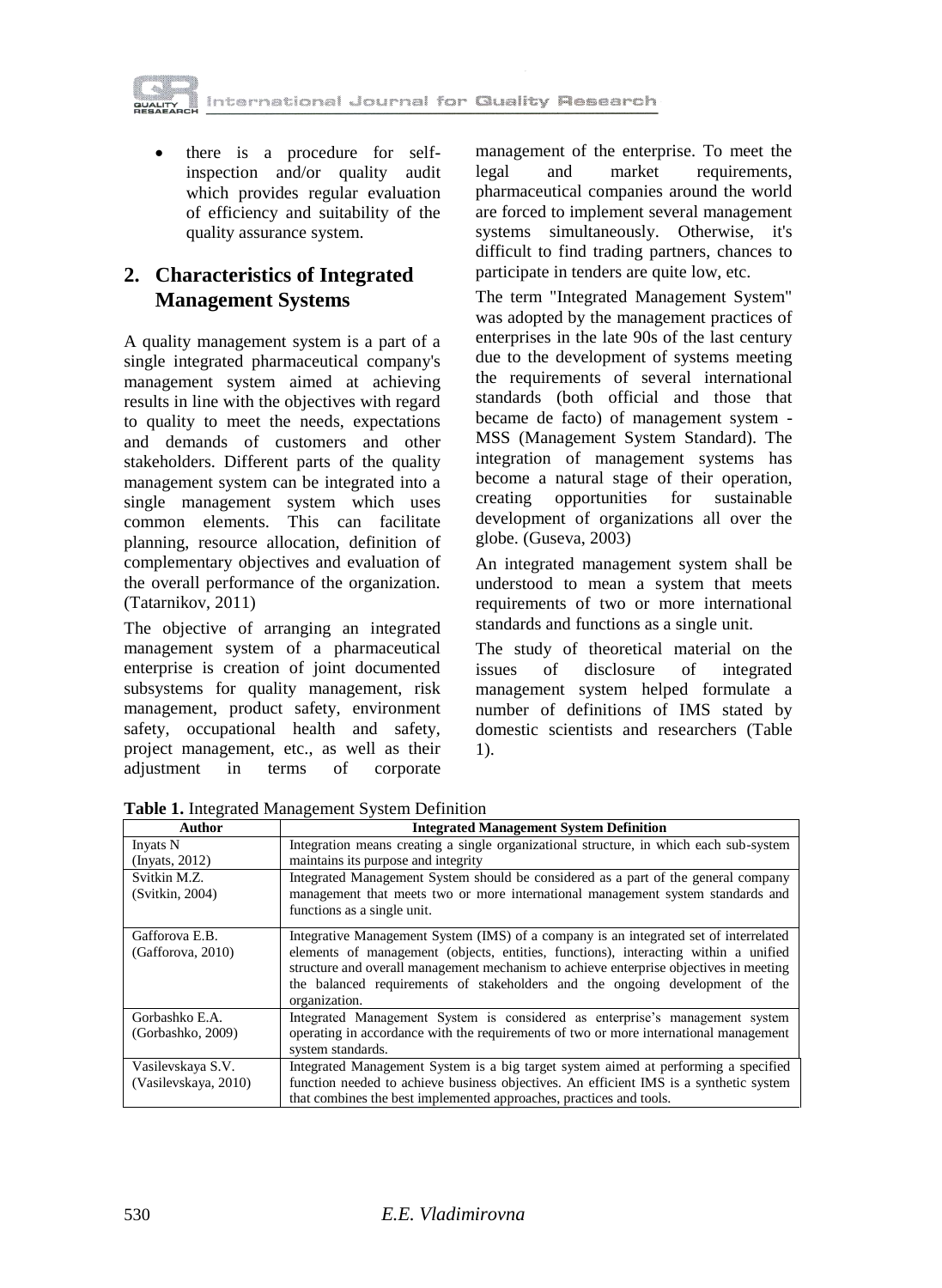- there is a procedure for self-inspection and/or quality audit which provides regular evaluation of efficiency and suitability of the quality assurance system.

## 2. Characteristics of Integrated Management Systems

A quality management system is a part of a single integrated pharmaceutical company's management system aimed at achieving results in line with the objectives with regard to quality to meet the needs, expectations and demands of customers and other stakeholders. Different parts of the quality management system can be integrated into a single management system which uses common elements. This can facilitate planning, resource allocation, definition of complementary objectives and evaluation of the overall performance of the organization. (Tatarnikov, 2011)

The objective of arranging an integrated management system of a pharmaceutical enterprise is creation of joint documented subsystems for quality management, risk management, product safety, environment safety, occupational health and safety, project management, etc., as well as their adjustment in terms of corporate management of the enterprise. To meet the legal and market requirements, pharmaceutical companies around the world are forced to implement several management systems simultaneously. Otherwise, it's difficult to find trading partners, chances to participate in tenders are quite low, etc.

The term "Integrated Management System" was adopted by the management practices of enterprises in the late 90s of the last century due to the development of systems meeting the requirements of several international standards (both official and those that became de facto) of management system - MSS (Management System Standard). The integration of management systems has become a natural stage of their operation, creating opportunities for sustainable development of organizations all over the globe. (Guseva, 2003)

An integrated management system shall be understood to mean a system that meets requirements of two or more international standards and functions as a single unit.

The study of theoretical material on the issues of disclosure of integrated management system helped formulate a number of definitions of IMS stated by domestic scientists and researchers (Table 1).

**Table 1.** Integrated Management System Definition

| Author | Integrated Management System Definition |
|---|---|
| Inyats N (Inyats, 2012) | Integration means creating a single organizational structure, in which each sub-system maintains its purpose and integrity |
| Svitkin M.Z. (Svitkin, 2004) | Integrated Management System should be considered as a part of the general company management that meets two or more international management system standards and functions as a single unit. |
| Gafforova E.B. (Gafforova, 2010) | Integrative Management System (IMS) of a company is an integrated set of interrelated elements of management (objects, entities, functions), interacting within a unified structure and overall management mechanism to achieve enterprise objectives in meeting the balanced requirements of stakeholders and the ongoing development of the organization. |
| Gorbashko E.A. (Gorbashko, 2009) | Integrated Management System is considered as enterprise's management system operating in accordance with the requirements of two or more international management system standards. |
| Vasilevskaya S.V. (Vasilevskaya, 2010) | Integrated Management System is a big target system aimed at performing a specified function needed to achieve business objectives. An efficient IMS is a synthetic system that combines the best implemented approaches, practices and tools. |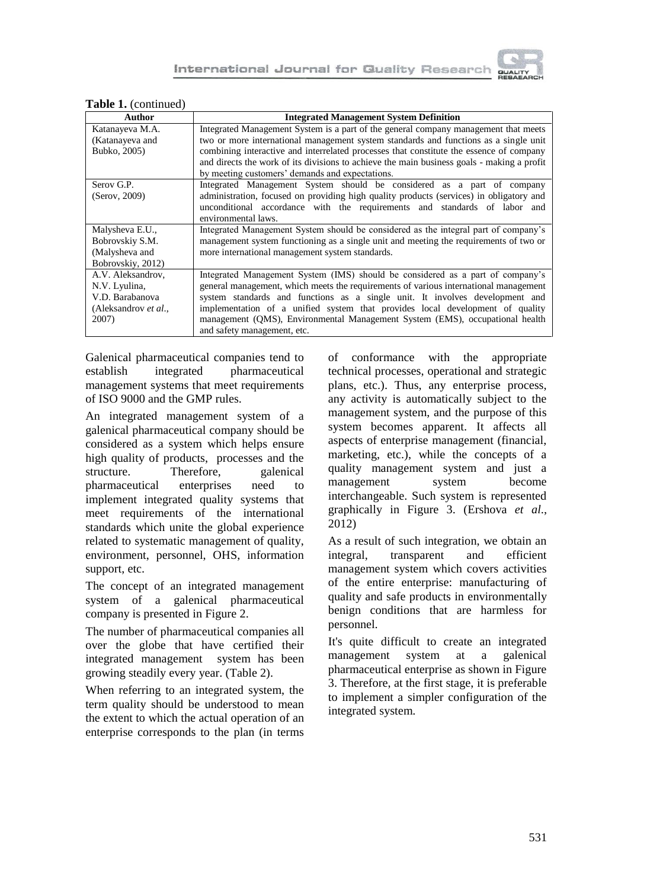**Table 1.** (continued)

| Author | Integrated Management System Definition |
| --- | --- |
| Katanayeva M.A. (Katanayeva and Bubko, 2005) | Integrated Management System is a part of the general company management that meets two or more international management system standards and functions as a single unit combining interactive and interrelated processes that constitute the essence of company and directs the work of its divisions to achieve the main business goals - making a profit by meeting customers' demands and expectations. |
| Serov G.P. (Serov, 2009) | Integrated Management System should be considered as a part of company administration, focused on providing high quality products (services) in obligatory and unconditional accordance with the requirements and standards of labor and environmental laws. |
| Malysheva E.U., Bobrovskiy S.M. (Malysheva and Bobrovskiy, 2012) | Integrated Management System should be considered as the integral part of company's management system functioning as a single unit and meeting the requirements of two or more international management system standards. |
| A.V. Aleksandrov, N.V. Lyulina, V.D. Barabanova (Aleksandrov *et al*., 2007) | Integrated Management System (IMS) should be considered as a part of company's general management, which meets the requirements of various international management system standards and functions as a single unit. It involves development and implementation of a unified system that provides local development of quality management (QMS), Environmental Management System (EMS), occupational health and safety management, etc. |

Galenical pharmaceutical companies tend to establish integrated pharmaceutical management systems that meet requirements of ISO 9000 and the GMP rules.

An integrated management system of a galenical pharmaceutical company should be considered as a system which helps ensure high quality of products, processes and the structure. Therefore, galenical pharmaceutical enterprises need to implement integrated quality systems that meet requirements of the international standards which unite the global experience related to systematic management of quality, environment, personnel, OHS, information support, etc.

The concept of an integrated management system of a galenical pharmaceutical company is presented in Figure 2.

The number of pharmaceutical companies all over the globe that have certified their integrated management system has been growing steadily every year. (Table 2).

When referring to an integrated system, the term quality should be understood to mean the extent to which the actual operation of an enterprise corresponds to the plan (in terms of conformance with the appropriate technical processes, operational and strategic plans, etc.). Thus, any enterprise process, any activity is automatically subject to the management system, and the purpose of this system becomes apparent. It affects all aspects of enterprise management (financial, marketing, etc.), while the concepts of a quality management system and just a management system become interchangeable. Such system is represented graphically in Figure 3. (Ershova *et al*., 2012)

As a result of such integration, we obtain an integral, transparent and efficient management system which covers activities of the entire enterprise: manufacturing of quality and safe products in environmentally benign conditions that are harmless for personnel.

It's quite difficult to create an integrated management system at a galenical pharmaceutical enterprise as shown in Figure 3. Therefore, at the first stage, it is preferable to implement a simpler configuration of the integrated system.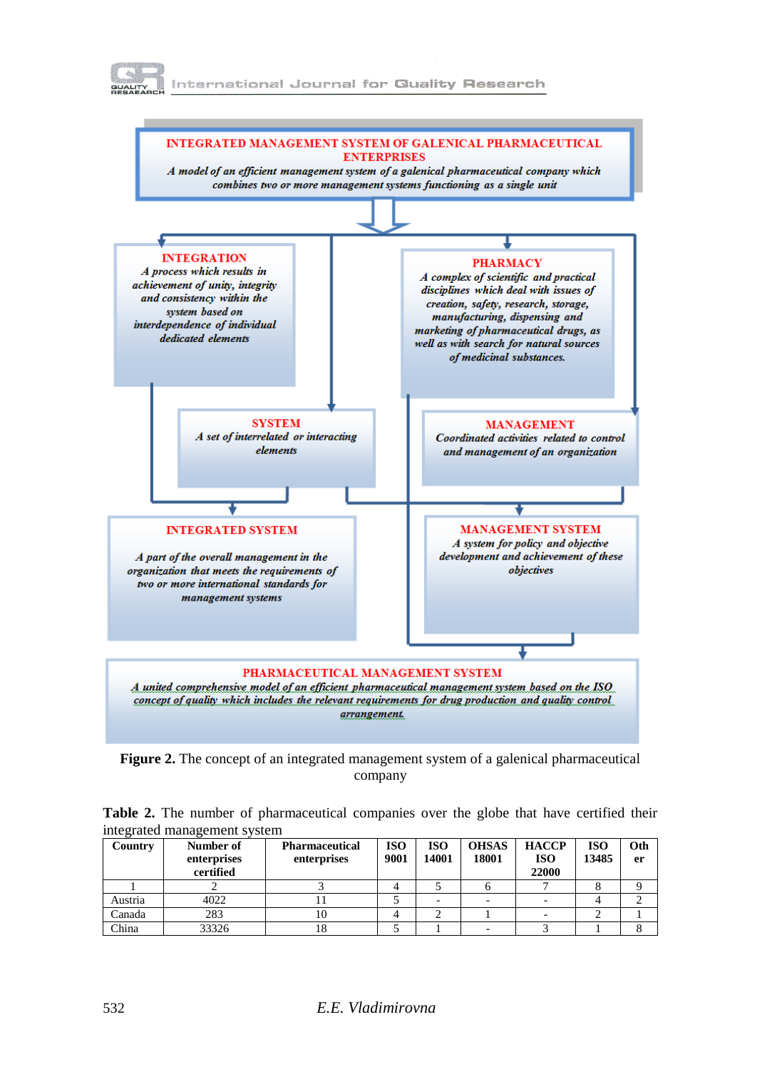**INTEGRATED MANAGEMENT SYSTEM OF GALENICAL PHARMACEUTICAL ENTERPRISES**
*A model of an efficient management system of a galenical pharmaceutical company which combines two or more management systems functioning as a single unit*

**INTEGRATION**
*A process which results in achievement of unity, integrity and consistency within the system based on interdependence of individual dedicated elements*

**PHARMACY**
*A complex of scientific and practical disciplines which deal with issues of creation, safety, research, storage, manufacturing, dispensing and marketing of pharmaceutical drugs, as well as with search for natural sources of medicinal substances.*

**SYSTEM**
*A set of interrelated or interacting elements*

**MANAGEMENT**
*Coordinated activities related to control and management of an organization*

**INTEGRATED SYSTEM**
*A part of the overall management in the organization that meets the requirements of two or more international standards for management systems*

**MANAGEMENT SYSTEM**
*A system for policy and objective development and achievement of these objectives*

**PHARMACEUTICAL MANAGEMENT SYSTEM**
*A united comprehensive model of an efficient pharmaceutical management system based on the ISO concept of quality which includes the relevant requirements for drug production and quality control arrangement*

**Figure 2.** The concept of an integrated management system of a galenical pharmaceutical company

**Table 2.** The number of pharmaceutical companies over the globe that have certified their integrated management system

| Country | Number of enterprises certified | Pharmaceutical enterprises | ISO 9001 | ISO 14001 | OHSAS 18001 | HACCP ISO 22000 | ISO 13485 | Other |
|---|---|---|---|---|---|---|---|---|
| 1 | 2 | 3 | 4 | 5 | 6 | 7 | 8 | 9 |
| Austria | 4022 | 11 | 5 | - | - | - | 4 | 2 |
| Canada | 283 | 10 | 4 | 2 | 1 | - | 2 | 1 |
| China | 33326 | 18 | 5 | 1 | - | 3 | 1 | 8 |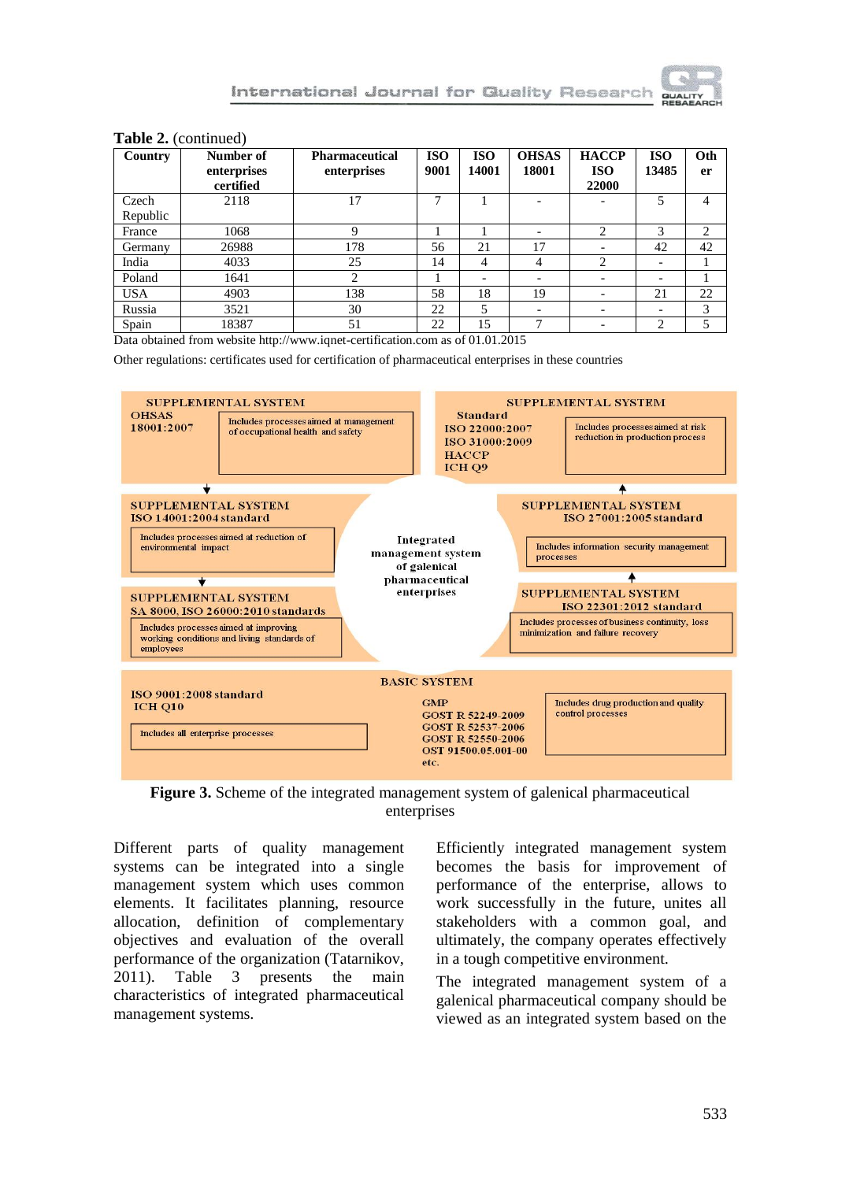**Table 2.** (continued)

| Country | Number of enterprises certified | Pharmaceutical enterprises | ISO 9001 | ISO 14001 | OHSAS 18001 | HACCP ISO 22000 | ISO 13485 | Other |
|---|---|---|---|---|---|---|---|---|
| Czech Republic | 2118 | 17 | 7 | 1 | - | - | 5 | 4 |
| France | 1068 | 9 | 1 | 1 | - | 2 | 3 | 2 |
| Germany | 26988 | 178 | 56 | 21 | 17 | - | 42 | 42 |
| India | 4033 | 25 | 14 | 4 | 4 | 2 | - | 1 |
| Poland | 1641 | 2 | 1 | - | - | - | - | 1 |
| USA | 4903 | 138 | 58 | 18 | 19 | - | 21 | 22 |
| Russia | 3521 | 30 | 22 | 5 | - | - | - | 3 |
| Spain | 18387 | 51 | 22 | 15 | 7 | - | 2 | 5 |

Data obtained from website http://www.iqnet-certification.com as of 01.01.2015

Other regulations: certificates used for certification of pharmaceutical enterprises in these countries

**Integrated management system of galenical pharmaceutical enterprises**

- SUPPLEMENTAL SYSTEM: OHSAS 18001:2007 — Includes processes aimed at management of occupational health and safety
- SUPPLEMENTAL SYSTEM: Standard ISO 22000:2007, ISO 31000:2009, HACCP, ICH Q9 — Includes processes aimed at risk reduction in production process
- SUPPLEMENTAL SYSTEM: ISO 14001:2004 standard — Includes processes aimed at reduction of environmental impact
- SUPPLEMENTAL SYSTEM: ISO 27001:2005 standard — Includes information security management processes
- SUPPLEMENTAL SYSTEM: SA 8000, ISO 26000:2010 standards — Includes processes aimed at improving working conditions and living standards of employees
- SUPPLEMENTAL SYSTEM: ISO 22301:2012 standard — Includes processes of business continuity, loss minimization and failure recovery
- BASIC SYSTEM: ISO 9001:2008 standard, ICH Q10 — Includes all enterprise processes; GMP, GOST R 52249-2009, GOST R 52537-2006, GOST R 52550-2006, OST 91500.05.001-00 etc. — Includes drug production and quality control processes

**Figure 3.** Scheme of the integrated management system of galenical pharmaceutical enterprises

Different parts of quality management systems can be integrated into a single management system which uses common elements. It facilitates planning, resource allocation, definition of complementary objectives and evaluation of the overall performance of the organization (Tatarnikov, 2011). Table 3 presents the main characteristics of integrated pharmaceutical management systems.

Efficiently integrated management system becomes the basis for improvement of performance of the enterprise, allows to work successfully in the future, unites all stakeholders with a common goal, and ultimately, the company operates effectively in a tough competitive environment.

The integrated management system of a galenical pharmaceutical company should be viewed as an integrated system based on the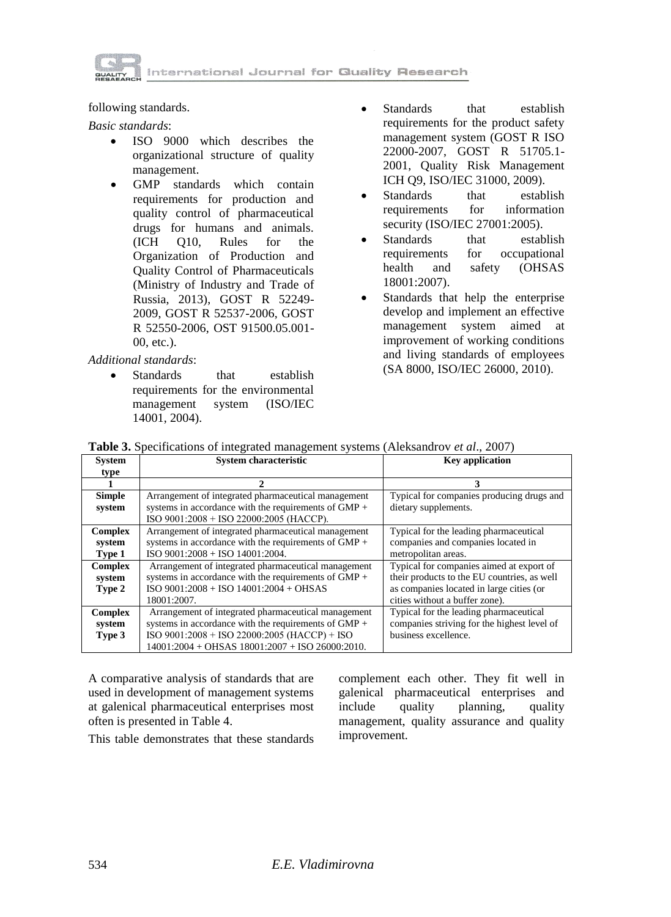following standards.

*Basic standards*:

- ISO 9000 which describes the organizational structure of quality management.
- GMP standards which contain requirements for production and quality control of pharmaceutical drugs for humans and animals. (ICH Q10, Rules for the Organization of Production and Quality Control of Pharmaceuticals (Ministry of Industry and Trade of Russia, 2013), GOST R 52249-2009, GOST R 52537-2006, GOST R 52550-2006, OST 91500.05.001-00, etc.).

*Additional standards*:

- Standards that establish requirements for the environmental management system (ISO/IEC 14001, 2004).
- Standards that establish requirements for the product safety management system (GOST R ISO 22000-2007, GOST R 51705.1-2001, Quality Risk Management ICH Q9, ISO/IEC 31000, 2009).
- Standards that establish requirements for information security (ISO/IEC 27001:2005).
- Standards that establish requirements for occupational health and safety (OHSAS 18001:2007).
- Standards that help the enterprise develop and implement an effective management system aimed at improvement of working conditions and living standards of employees (SA 8000, ISO/IEC 26000, 2010).

**Table 3.** Specifications of integrated management systems (Aleksandrov *et al*., 2007)

| System type | System characteristic | Key application |
|---|---|---|
| 1 | 2 | 3 |
| **Simple system** | Arrangement of integrated pharmaceutical management systems in accordance with the requirements of GMP + ISO 9001:2008 + ISO 22000:2005 (HACCP). | Typical for companies producing drugs and dietary supplements. |
| **Complex system Type 1** | Arrangement of integrated pharmaceutical management systems in accordance with the requirements of GMP + ISO 9001:2008 + ISO 14001:2004. | Typical for the leading pharmaceutical companies and companies located in metropolitan areas. |
| **Complex system Type 2** | Arrangement of integrated pharmaceutical management systems in accordance with the requirements of GMP + ISO 9001:2008 + ISO 14001:2004 + OHSAS 18001:2007. | Typical for companies aimed at export of their products to the EU countries, as well as companies located in large cities (or cities without a buffer zone). |
| **Complex system Type 3** | Arrangement of integrated pharmaceutical management systems in accordance with the requirements of GMP + ISO 9001:2008 + ISO 22000:2005 (HACCP) + ISO 14001:2004 + OHSAS 18001:2007 + ISO 26000:2010. | Typical for the leading pharmaceutical companies striving for the highest level of business excellence. |

A comparative analysis of standards that are used in development of management systems at galenical pharmaceutical enterprises most often is presented in Table 4.

This table demonstrates that these standards complement each other. They fit well in galenical pharmaceutical enterprises and include quality planning, quality management, quality assurance and quality improvement.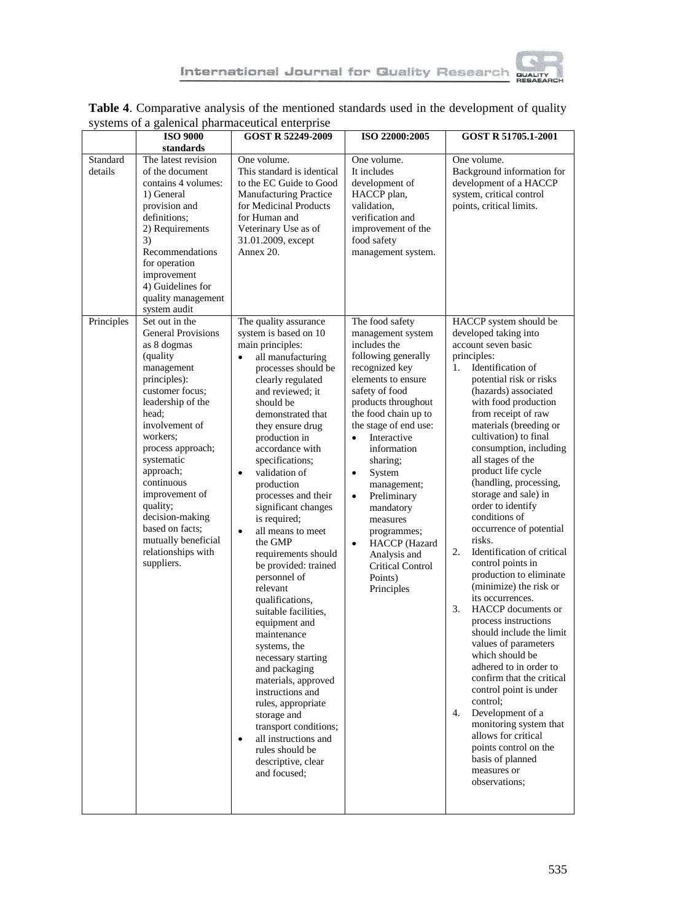**Table 4**. Comparative analysis of the mentioned standards used in the development of quality systems of a galenical pharmaceutical enterprise

| | ISO 9000 standards | GOST R 52249-2009 | ISO 22000:2005 | GOST R 51705.1-2001 |
|---|---|---|---|---|
| Standard details | The latest revision of the document contains 4 volumes:<br>1) General provision and definitions;<br>2) Requirements<br>3) Recommendations for operation improvement<br>4) Guidelines for quality management system audit | One volume.<br>This standard is identical to the EC Guide to Good Manufacturing Practice for Medicinal Products for Human and Veterinary Use as of 31.01.2009, except Annex 20. | One volume.<br>It includes development of HACCP plan, validation, verification and improvement of the food safety management system. | One volume.<br>Background information for development of a HACCP system, critical control points, critical limits. |
| Principles | Set out in the General Provisions as 8 dogmas (quality management principles): customer focus; leadership of the head; involvement of workers; process approach; systematic approach; continuous improvement of quality; decision-making based on facts; mutually beneficial relationships with suppliers. | The quality assurance system is based on 10 main principles:<br>• all manufacturing processes should be clearly regulated and reviewed; it should be demonstrated that they ensure drug production in accordance with specifications;<br>• validation of production processes and their significant changes is required;<br>• all means to meet the GMP requirements should be provided: trained personnel of relevant qualifications, suitable facilities, equipment and maintenance systems, the necessary starting and packaging materials, approved instructions and rules, appropriate storage and transport conditions;<br>• all instructions and rules should be descriptive, clear and focused; | The food safety management system includes the following generally recognized key elements to ensure safety of food products throughout the food chain up to the stage of end use:<br>• Interactive information sharing;<br>• System management;<br>• Preliminary mandatory measures programmes;<br>• HACCP (Hazard Analysis and Critical Control Points) Principles | HACCP system should be developed taking into account seven basic principles:<br>1. Identification of potential risk or risks (hazards) associated with food production from receipt of raw materials (breeding or cultivation) to final consumption, including all stages of the product life cycle (handling, processing, storage and sale) in order to identify conditions of occurrence of potential risks.<br>2. Identification of critical control points in production to eliminate (minimize) the risk or its occurrences.<br>3. HACCP documents or process instructions should include the limit values of parameters which should be adhered to in order to confirm that the critical control point is under control;<br>4. Development of a monitoring system that allows for critical points control on the basis of planned measures or observations; |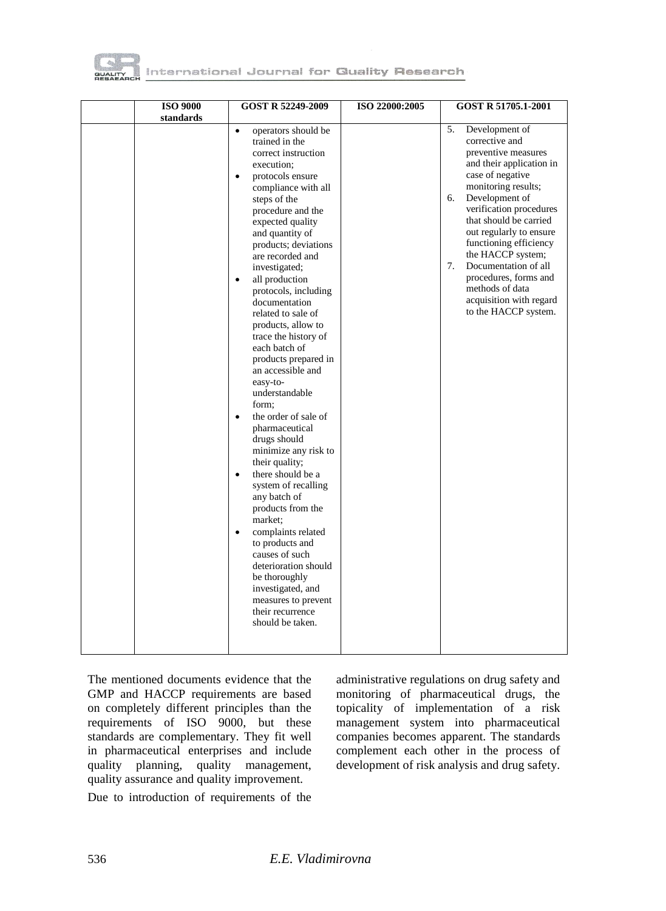|  | ISO 9000 standards | GOST R 52249-2009 | ISO 22000:2005 | GOST R 51705.1-2001 |
|---|---|---|---|---|
|  |  | • operators should be trained in the correct instruction execution;<br>• protocols ensure compliance with all steps of the procedure and the expected quality and quantity of products; deviations are recorded and investigated;<br>• all production protocols, including documentation related to sale of products, allow to trace the history of each batch of products prepared in an accessible and easy-to-understandable form;<br>• the order of sale of pharmaceutical drugs should minimize any risk to their quality;<br>• there should be a system of recalling any batch of products from the market;<br>• complaints related to products and causes of such deterioration should be thoroughly investigated, and measures to prevent their recurrence should be taken. |  | 5. Development of corrective and preventive measures and their application in case of negative monitoring results;<br>6. Development of verification procedures that should be carried out regularly to ensure functioning efficiency the HACCP system;<br>7. Documentation of all procedures, forms and methods of data acquisition with regard to the HACCP system. |

The mentioned documents evidence that the GMP and HACCP requirements are based on completely different principles than the requirements of ISO 9000, but these standards are complementary. They fit well in pharmaceutical enterprises and include quality planning, quality management, quality assurance and quality improvement.

Due to introduction of requirements of the administrative regulations on drug safety and monitoring of pharmaceutical drugs, the topicality of implementation of a risk management system into pharmaceutical companies becomes apparent. The standards complement each other in the process of development of risk analysis and drug safety.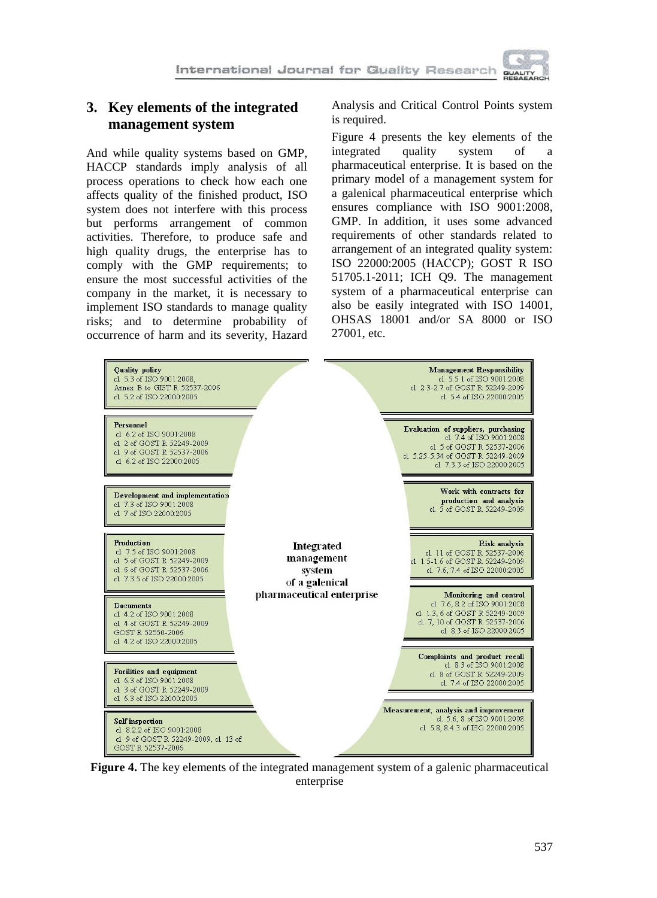## 3. Key elements of the integrated management system

And while quality systems based on GMP, HACCP standards imply analysis of all process operations to check how each one affects quality of the finished product, ISO system does not interfere with this process but performs arrangement of common activities. Therefore, to produce safe and high quality drugs, the enterprise has to comply with the GMP requirements; to ensure the most successful activities of the company in the market, it is necessary to implement ISO standards to manage quality risks; and to determine probability of occurrence of harm and its severity, Hazard Analysis and Critical Control Points system is required.

Figure 4 presents the key elements of the integrated quality system of a pharmaceutical enterprise. It is based on the primary model of a management system for a galenical pharmaceutical enterprise which ensures compliance with ISO 9001:2008, GMP. In addition, it uses some advanced requirements of other standards related to arrangement of an integrated quality system: ISO 22000:2005 (HACCP); GOST R ISO 51705.1-2011; ICH Q9. The management system of a pharmaceutical enterprise can also be easily integrated with ISO 14001, OHSAS 18001 and/or SA 8000 or ISO 27001, etc.

**Integrated management system of a galenical pharmaceutical enterprise**

| Element | Clauses |
|---|---|
| Quality policy | cl. 5.3 of ISO 9001:2008, Annex B to GOST R 52537-2006, cl. 5.2 of ISO 22000:2005 |
| Personnel | cl. 6.2 of ISO 9001:2008, cl. 2 of GOST R 52249-2009, cl. 9 of GOST R 52537-2006, cl. 6.2 of ISO 22000:2005 |
| Development and implementation | cl. 7.3 of ISO 9001:2008, cl. 7 of ISO 22000:2005 |
| Production | cl. 7.5 of ISO 9001:2008, cl. 5 of GOST R 52249-2009, cl. 6 of GOST R 52537-2006, cl. 7.3.5 of ISO 22000:2005 |
| Documents | cl. 4.2 of ISO 9001:2008, cl. 4 of GOST R 52249-2009, GOST R 52550-2006, cl. 4.2 of ISO 22000:2005 |
| Facilities and equipment | cl. 6.3 of ISO 9001:2008, cl. 3 of GOST R 52249-2009, cl. 6.3 of ISO 22000:2005 |
| Self inspection | cl. 8.2.2 of ISO 9001:2008, cl. 9 of GOST R 52249-2009, cl. 13 of GOST R 52537-2006 |
| Management Responsibility | cl. 5.5.1 of ISO 9001:2008, cl. 2.3-2.7 of GOST R 52249-2009, cl. 5.4 of ISO 22000:2005 |
| Evaluation of suppliers, purchasing | cl. 7.4 of ISO 9001:2008, cl. 5 of GOST R 52537-2006, cl. 5.25-5.34 of GOST R 52249-2009, cl. 7.3.3 of ISO 22000:2005 |
| Work with contracts for production and analysis | cl. 5 of GOST R 52249-2009 |
| Risk analysis | cl. 11 of GOST R 52537-2006, cl. 1.5-1.6 of GOST R 52249-2009, cl. 7.6, 7.4 of ISO 22000:2005 |
| Monitoring and control | cl. 7.6, 8.2 of ISO 9001:2008, cl. 1.3, 6 of GOST R 52249-2009, cl. 7, 10 of GOST R 52537-2006, cl. 8.3 of ISO 22000:2005 |
| Complaints and product recall | cl. 8.3 of ISO 9001:2008, cl. 8 of GOST R 52249-2009, cl. 7.4 of ISO 22000:2005 |
| Measurement, analysis and improvement | cl. 5.6, 8 of ISO 9001:2008, cl. 5.8, 8.4.3 of ISO 22000:2005 |

**Figure 4.** The key elements of the integrated management system of a galenic pharmaceutical enterprise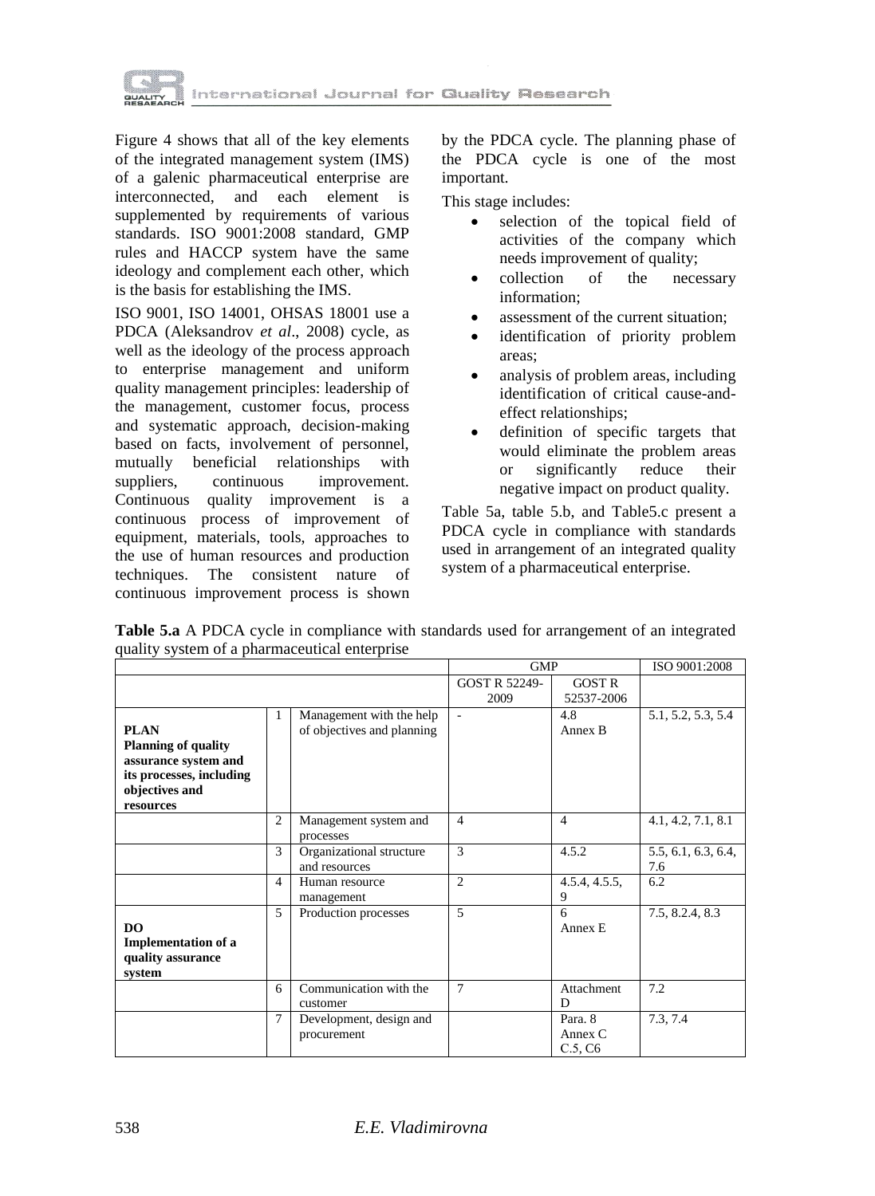Figure 4 shows that all of the key elements of the integrated management system (IMS) of a galenic pharmaceutical enterprise are interconnected, and each element is supplemented by requirements of various standards. ISO 9001:2008 standard, GMP rules and HACCP system have the same ideology and complement each other, which is the basis for establishing the IMS.

ISO 9001, ISO 14001, OHSAS 18001 use a PDCA (Aleksandrov *et al*., 2008) cycle, as well as the ideology of the process approach to enterprise management and uniform quality management principles: leadership of the management, customer focus, process and systematic approach, decision-making based on facts, involvement of personnel, mutually beneficial relationships with suppliers, continuous improvement. Continuous quality improvement is a continuous process of improvement of equipment, materials, tools, approaches to the use of human resources and production techniques. The consistent nature of continuous improvement process is shown by the PDCA cycle. The planning phase of the PDCA cycle is one of the most important.

This stage includes:

- selection of the topical field of activities of the company which needs improvement of quality;
- collection of the necessary information;
- assessment of the current situation;
- identification of priority problem areas;
- analysis of problem areas, including identification of critical cause-and-effect relationships;
- definition of specific targets that would eliminate the problem areas or significantly reduce their negative impact on product quality.

Table 5a, table 5.b, and Table5.c present a PDCA cycle in compliance with standards used in arrangement of an integrated quality system of a pharmaceutical enterprise.

**Table 5.a** A PDCA cycle in compliance with standards used for arrangement of an integrated quality system of a pharmaceutical enterprise

| | | | GMP | | ISO 9001:2008 |
|---|---|---|---|---|---|
| | | | GOST R 52249-2009 | GOST R 52537-2006 | |
| **PLAN Planning of quality assurance system and its processes, including objectives and resources** | 1 | Management with the help of objectives and planning | - | 4.8 Annex B | 5.1, 5.2, 5.3, 5.4 |
| | 2 | Management system and processes | 4 | 4 | 4.1, 4.2, 7.1, 8.1 |
| | 3 | Organizational structure and resources | 3 | 4.5.2 | 5.5, 6.1, 6.3, 6.4, 7.6 |
| | 4 | Human resource management | 2 | 4.5.4, 4.5.5, 9 | 6.2 |
| **DO Implementation of a quality assurance system** | 5 | Production processes | 5 | 6 Annex E | 7.5, 8.2.4, 8.3 |
| | 6 | Communication with the customer | 7 | Attachment D | 7.2 |
| | 7 | Development, design and procurement | | Para. 8 Annex C C.5, C6 | 7.3, 7.4 |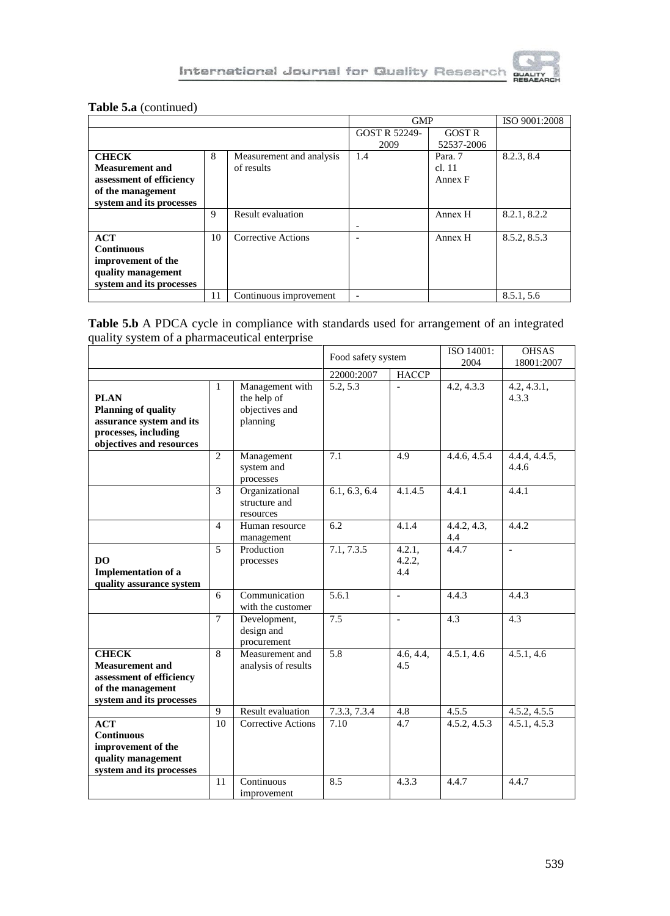**Table 5.a** (continued)

| | | | GMP | | ISO 9001:2008 |
|---|---|---|---|---|---|
| | | | GOST R 52249-2009 | GOST R 52537-2006 | |
| **CHECK** **Measurement and assessment of efficiency of the management system and its processes** | 8 | Measurement and analysis of results | 1.4 | Para. 7 cl. 11 Annex F | 8.2.3, 8.4 |
| | 9 | Result evaluation | - | Annex H | 8.2.1, 8.2.2 |
| **ACT** **Continuous improvement of the quality management system and its processes** | 10 | Corrective Actions | - | Annex H | 8.5.2, 8.5.3 |
| | 11 | Continuous improvement | - | | 8.5.1, 5.6 |

**Table 5.b** A PDCA cycle in compliance with standards used for arrangement of an integrated quality system of a pharmaceutical enterprise

| | | | Food safety system | | ISO 14001: 2004 | OHSAS 18001:2007 |
|---|---|---|---|---|---|---|
| | | | 22000:2007 | HACCP | | |
| **PLAN** **Planning of quality assurance system and its processes, including objectives and resources** | 1 | Management with the help of objectives and planning | 5.2, 5.3 | - | 4.2, 4.3.3 | 4.2, 4.3.1, 4.3.3 |
| | 2 | Management system and processes | 7.1 | 4.9 | 4.4.6, 4.5.4 | 4.4.4, 4.4.5, 4.4.6 |
| | 3 | Organizational structure and resources | 6.1, 6.3, 6.4 | 4.1.4.5 | 4.4.1 | 4.4.1 |
| | 4 | Human resource management | 6.2 | 4.1.4 | 4.4.2, 4.3, 4.4 | 4.4.2 |
| **DO** **Implementation of a quality assurance system** | 5 | Production processes | 7.1, 7.3.5 | 4.2.1, 4.2.2, 4.4 | 4.4.7 | - |
| | 6 | Communication with the customer | 5.6.1 | - | 4.4.3 | 4.4.3 |
| | 7 | Development, design and procurement | 7.5 | - | 4.3 | 4.3 |
| **CHECK** **Measurement and assessment of efficiency of the management system and its processes** | 8 | Measurement and analysis of results | 5.8 | 4.6, 4.4, 4.5 | 4.5.1, 4.6 | 4.5.1, 4.6 |
| | 9 | Result evaluation | 7.3.3, 7.3.4 | 4.8 | 4.5.5 | 4.5.2, 4.5.5 |
| **ACT** **Continuous improvement of the quality management system and its processes** | 10 | Corrective Actions | 7.10 | 4.7 | 4.5.2, 4.5.3 | 4.5.1, 4.5.3 |
| | 11 | Continuous improvement | 8.5 | 4.3.3 | 4.4.7 | 4.4.7 |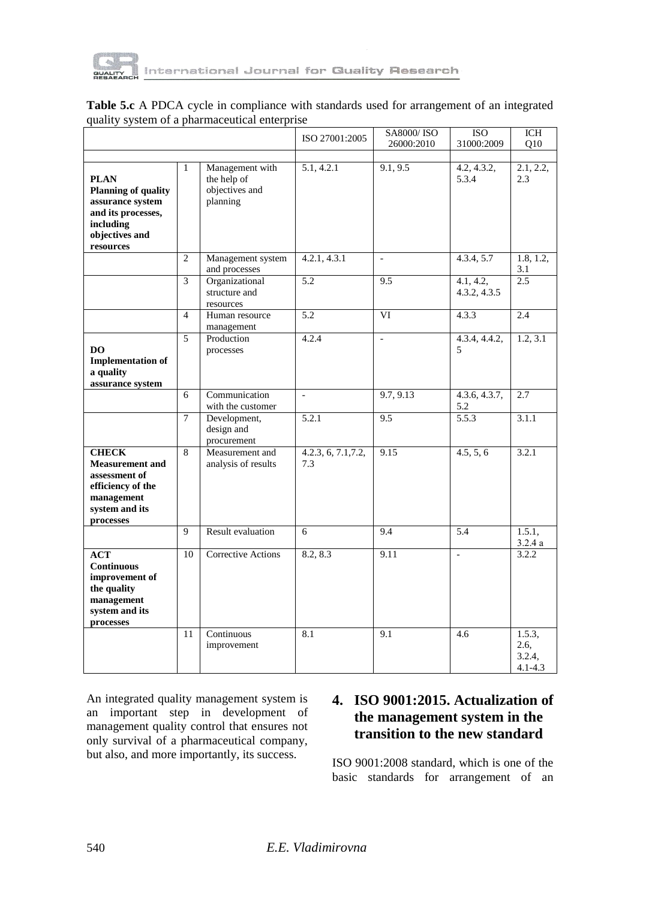**Table 5.c** A PDCA cycle in compliance with standards used for arrangement of an integrated quality system of a pharmaceutical enterprise

| | | | ISO 27001:2005 | SA8000/ ISO 26000:2010 | ISO 31000:2009 | ICH Q10 |
|---|---|---|---|---|---|---|
| | | | | | | |
| **PLAN Planning of quality assurance system and its processes, including objectives and resources** | 1 | Management with the help of objectives and planning | 5.1, 4.2.1 | 9.1, 9.5 | 4.2, 4.3.2, 5.3.4 | 2.1, 2.2, 2.3 |
| | 2 | Management system and processes | 4.2.1, 4.3.1 | - | 4.3.4, 5.7 | 1.8, 1.2, 3.1 |
| | 3 | Organizational structure and resources | 5.2 | 9.5 | 4.1, 4.2, 4.3.2, 4.3.5 | 2.5 |
| | 4 | Human resource management | 5.2 | VI | 4.3.3 | 2.4 |
| **DO Implementation of a quality assurance system** | 5 | Production processes | 4.2.4 | - | 4.3.4, 4.4.2, 5 | 1.2, 3.1 |
| | 6 | Communication with the customer | - | 9.7, 9.13 | 4.3.6, 4.3.7, 5.2 | 2.7 |
| | 7 | Development, design and procurement | 5.2.1 | 9.5 | 5.5.3 | 3.1.1 |
| **CHECK Measurement and assessment of efficiency of the management system and its processes** | 8 | Measurement and analysis of results | 4.2.3, 6, 7.1,7.2, 7.3 | 9.15 | 4.5, 5, 6 | 3.2.1 |
| | 9 | Result evaluation | 6 | 9.4 | 5.4 | 1.5.1, 3.2.4 a |
| **ACT Continuous improvement of the quality management system and its processes** | 10 | Corrective Actions | 8.2, 8.3 | 9.11 | - | 3.2.2 |
| | 11 | Continuous improvement | 8.1 | 9.1 | 4.6 | 1.5.3, 2.6, 3.2.4, 4.1-4.3 |

An integrated quality management system is an important step in development of management quality control that ensures not only survival of a pharmaceutical company, but also, and more importantly, its success.

## 4. ISO 9001:2015. Actualization of the management system in the transition to the new standard

ISO 9001:2008 standard, which is one of the basic standards for arrangement of an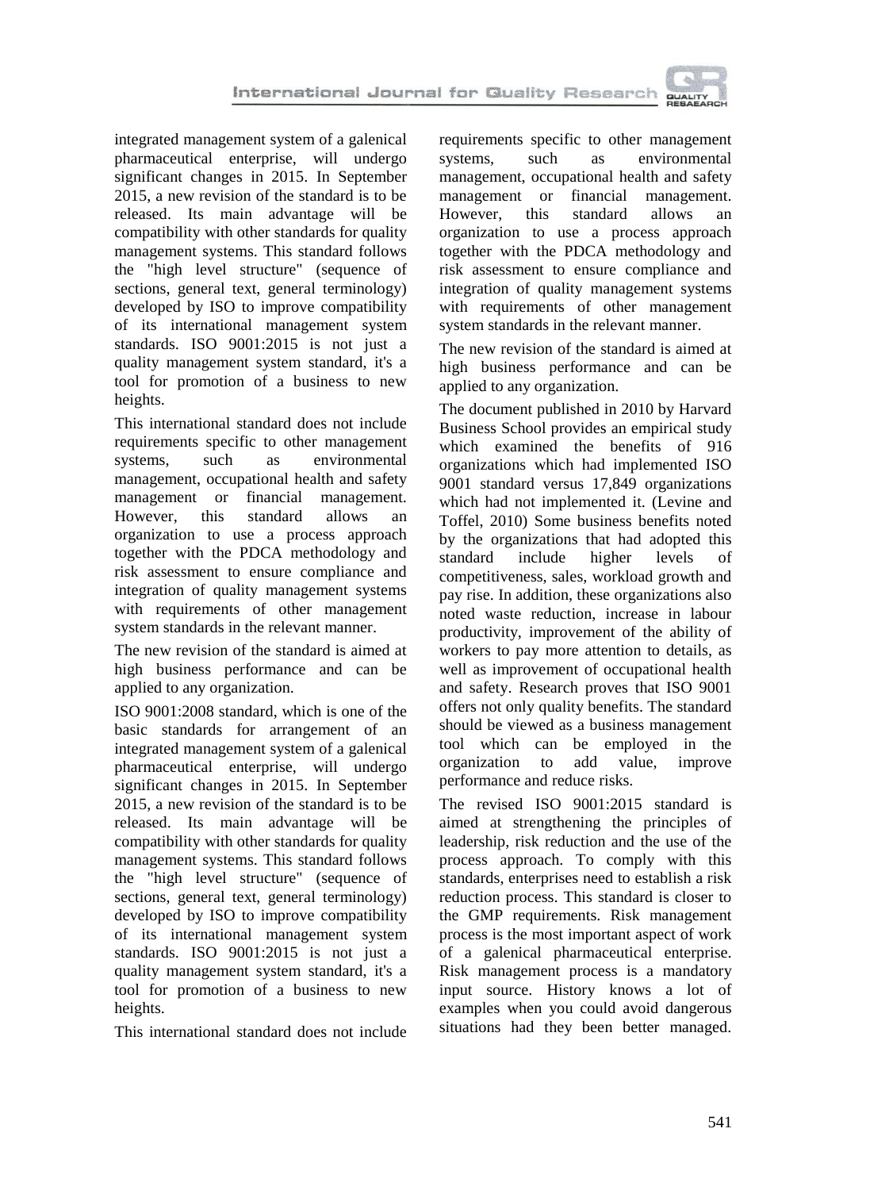integrated management system of a galenical pharmaceutical enterprise, will undergo significant changes in 2015. In September 2015, a new revision of the standard is to be released. Its main advantage will be compatibility with other standards for quality management systems. This standard follows the "high level structure" (sequence of sections, general text, general terminology) developed by ISO to improve compatibility of its international management system standards. ISO 9001:2015 is not just a quality management system standard, it's a tool for promotion of a business to new heights.

This international standard does not include requirements specific to other management systems, such as environmental management, occupational health and safety management or financial management. However, this standard allows an organization to use a process approach together with the PDCA methodology and risk assessment to ensure compliance and integration of quality management systems with requirements of other management system standards in the relevant manner.

The new revision of the standard is aimed at high business performance and can be applied to any organization.

ISO 9001:2008 standard, which is one of the basic standards for arrangement of an integrated management system of a galenical pharmaceutical enterprise, will undergo significant changes in 2015. In September 2015, a new revision of the standard is to be released. Its main advantage will be compatibility with other standards for quality management systems. This standard follows the "high level structure" (sequence of sections, general text, general terminology) developed by ISO to improve compatibility of its international management system standards. ISO 9001:2015 is not just a quality management system standard, it's a tool for promotion of a business to new heights.

This international standard does not include requirements specific to other management systems, such as environmental management, occupational health and safety management or financial management. However, this standard allows an organization to use a process approach together with the PDCA methodology and risk assessment to ensure compliance and integration of quality management systems with requirements of other management system standards in the relevant manner.

The new revision of the standard is aimed at high business performance and can be applied to any organization.

The document published in 2010 by Harvard Business School provides an empirical study which examined the benefits of 916 organizations which had implemented ISO 9001 standard versus 17,849 organizations which had not implemented it. (Levine and Toffel, 2010) Some business benefits noted by the organizations that had adopted this standard include higher levels of competitiveness, sales, workload growth and pay rise. In addition, these organizations also noted waste reduction, increase in labour productivity, improvement of the ability of workers to pay more attention to details, as well as improvement of occupational health and safety. Research proves that ISO 9001 offers not only quality benefits. The standard should be viewed as a business management tool which can be employed in the organization to add value, improve performance and reduce risks.

The revised ISO 9001:2015 standard is aimed at strengthening the principles of leadership, risk reduction and the use of the process approach. To comply with this standards, enterprises need to establish a risk reduction process. This standard is closer to the GMP requirements. Risk management process is the most important aspect of work of a galenical pharmaceutical enterprise. Risk management process is a mandatory input source. History knows a lot of examples when you could avoid dangerous situations had they been better managed.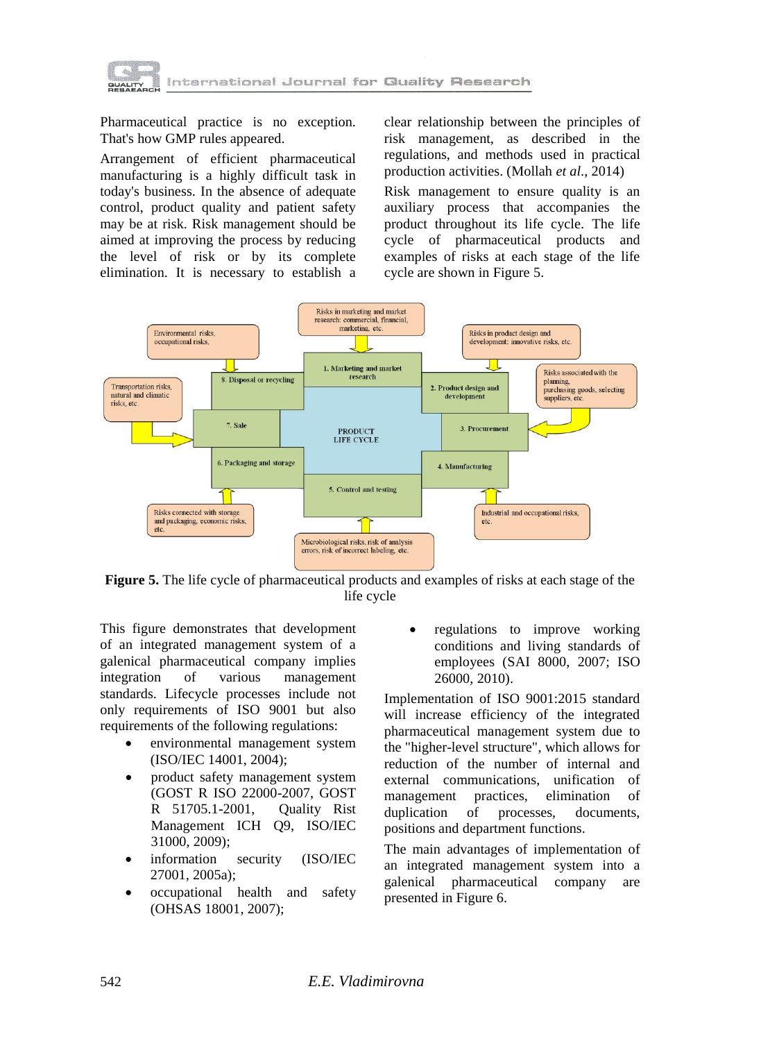Pharmaceutical practice is no exception. That's how GMP rules appeared.

Arrangement of efficient pharmaceutical manufacturing is a highly difficult task in today's business. In the absence of adequate control, product quality and patient safety may be at risk. Risk management should be aimed at improving the process by reducing the level of risk or by its complete elimination. It is necessary to establish a clear relationship between the principles of risk management, as described in the regulations, and methods used in practical production activities. (Mollah *et al.*, 2014)

Risk management to ensure quality is an auxiliary process that accompanies the product throughout its life cycle. The life cycle of pharmaceutical products and examples of risks at each stage of the life cycle are shown in Figure 5.

**Figure 5.** The life cycle of pharmaceutical products and examples of risks at each stage of the life cycle

This figure demonstrates that development of an integrated management system of a galenical pharmaceutical company implies integration of various management standards. Lifecycle processes include not only requirements of ISO 9001 but also requirements of the following regulations:

- environmental management system (ISO/IEC 14001, 2004);
- product safety management system (GOST R ISO 22000-2007, GOST R 51705.1-2001, Quality Rist Management ICH Q9, ISO/IEC 31000, 2009);
- information security (ISO/IEC 27001, 2005a);
- occupational health and safety (OHSAS 18001, 2007);
- regulations to improve working conditions and living standards of employees (SAI 8000, 2007; ISO 26000, 2010).

Implementation of ISO 9001:2015 standard will increase efficiency of the integrated pharmaceutical management system due to the "higher-level structure", which allows for reduction of the number of internal and external communications, unification of management practices, elimination of duplication of processes, documents, positions and department functions.

The main advantages of implementation of an integrated management system into a galenical pharmaceutical company are presented in Figure 6.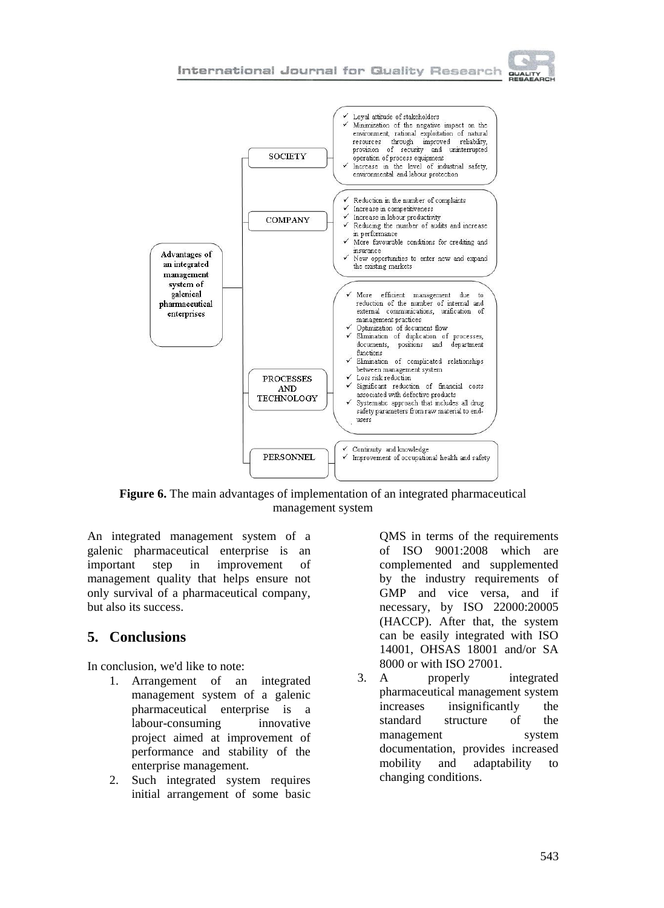**Advantages of an integrated management system of galenical pharmaceutical enterprises**

**SOCIETY**
- ✓ Loyal attitude of stakeholders
- ✓ Minimization of the negative impact on the environment; rational exploitation of natural resources through improved reliability, provision of security and uninterrupted operation of process equipment
- ✓ Increase in the level of industrial safety, environmental and labour protection

**COMPANY**
- ✓ Reduction in the number of complaints
- ✓ Increase in competitiveness
- ✓ Increase in labour productivity
- ✓ Reducing the number of audits and increase in performance
- ✓ More favourable conditions for crediting and insurance
- ✓ New opportunities to enter new and expand the existing markets

**PROCESSES AND TECHNOLOGY**
- ✓ More efficient management due to reduction of the number of internal and external communications, unification of management practices
- ✓ Optimization of document flow
- ✓ Elimination of duplication of processes, documents, positions and department functions
- ✓ Elimination of complicated relationships between management system
- ✓ Loss risk reduction
- ✓ Significant reduction of financial costs associated with defective products
- ✓ Systematic approach that includes all drug safety parameters from raw material to end-users

**PERSONNEL**
- ✓ Continuity and knowledge
- ✓ Improvement of occupational health and safety

**Figure 6.** The main advantages of implementation of an integrated pharmaceutical management system

An integrated management system of a galenic pharmaceutical enterprise is an important step in improvement of management quality that helps ensure not only survival of a pharmaceutical company, but also its success.

## 5. Conclusions

In conclusion, we'd like to note:

1. Arrangement of an integrated management system of a galenic pharmaceutical enterprise is a labour-consuming innovative project aimed at improvement of performance and stability of the enterprise management.
2. Such integrated system requires initial arrangement of some basic QMS in terms of the requirements of ISO 9001:2008 which are complemented and supplemented by the industry requirements of GMP and vice versa, and if necessary, by ISO 22000:20005 (HACCP). After that, the system can be easily integrated with ISO 14001, OHSAS 18001 and/or SA 8000 or with ISO 27001.
3. A properly integrated pharmaceutical management system increases insignificantly the standard structure of the management system documentation, provides increased mobility and adaptability to changing conditions.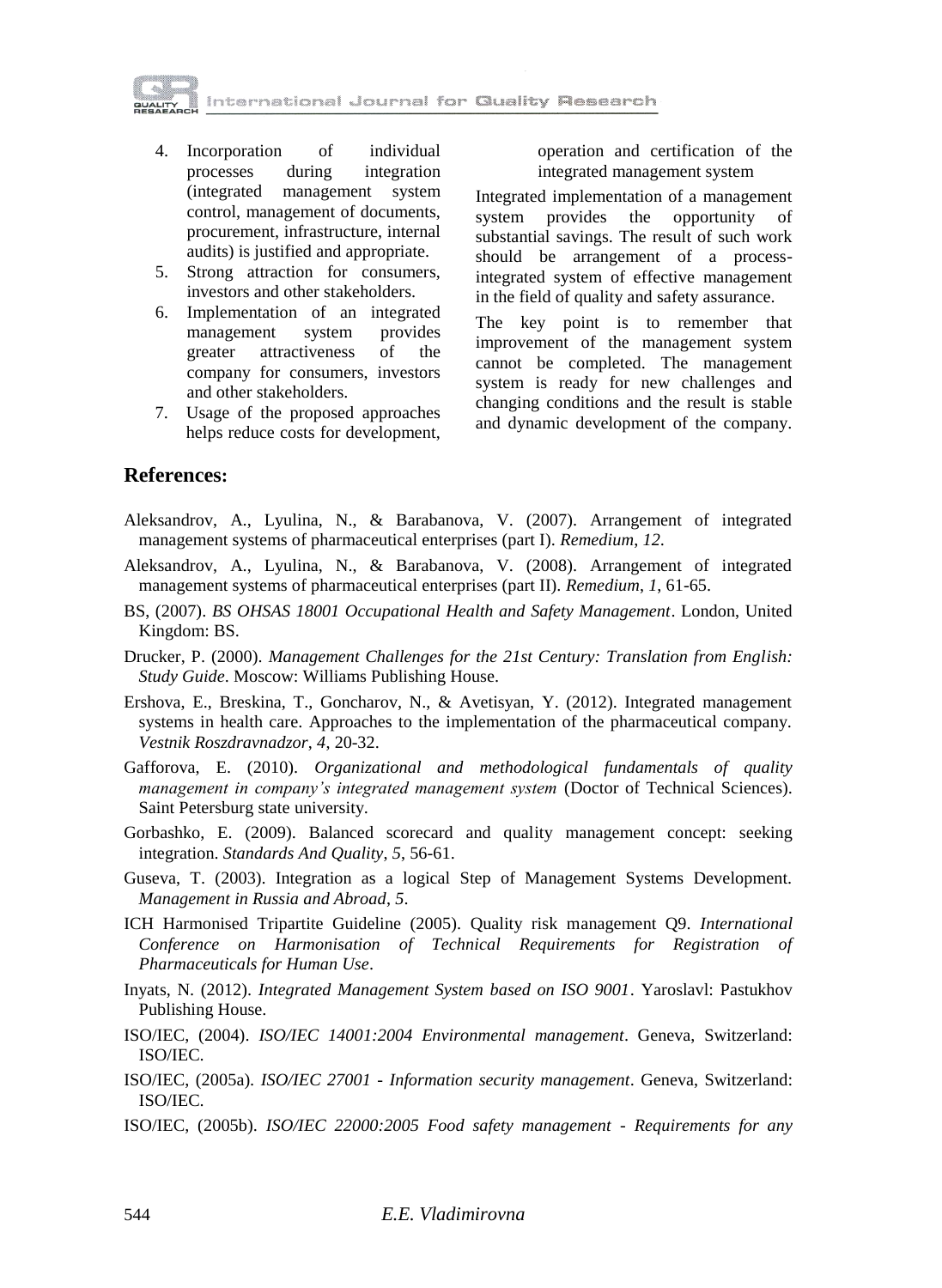4. Incorporation of individual processes during integration (integrated management system control, management of documents, procurement, infrastructure, internal audits) is justified and appropriate.
5. Strong attraction for consumers, investors and other stakeholders.
6. Implementation of an integrated management system provides greater attractiveness of the company for consumers, investors and other stakeholders.
7. Usage of the proposed approaches helps reduce costs for development, operation and certification of the integrated management system

Integrated implementation of a management system provides the opportunity of substantial savings. The result of such work should be arrangement of a process-integrated system of effective management in the field of quality and safety assurance.

The key point is to remember that improvement of the management system cannot be completed. The management system is ready for new challenges and changing conditions and the result is stable and dynamic development of the company.

## References:

Aleksandrov, A., Lyulina, N., & Barabanova, V. (2007). Arrangement of integrated management systems of pharmaceutical enterprises (part I). *Remedium*, *12*.

Aleksandrov, A., Lyulina, N., & Barabanova, V. (2008). Arrangement of integrated management systems of pharmaceutical enterprises (part II). *Remedium*, *1*, 61-65.

BS, (2007). *BS OHSAS 18001 Occupational Health and Safety Management*. London, United Kingdom: BS.

Drucker, P. (2000). *Management Challenges for the 21st Century: Translation from English: Study Guide*. Moscow: Williams Publishing House.

Ershova, E., Breskina, T., Goncharov, N., & Avetisyan, Y. (2012). Integrated management systems in health care. Approaches to the implementation of the pharmaceutical company. *Vestnik Roszdravnadzor*, *4*, 20-32.

Gafforova, E. (2010). *Organizational and methodological fundamentals of quality management in company's integrated management system* (Doctor of Technical Sciences). Saint Petersburg state university.

Gorbashko, E. (2009). Balanced scorecard and quality management concept: seeking integration. *Standards And Quality*, *5*, 56-61.

Guseva, T. (2003). Integration as a logical Step of Management Systems Development. *Management in Russia and Abroad*, *5*.

ICH Harmonised Tripartite Guideline (2005). Quality risk management Q9. *International Conference on Harmonisation of Technical Requirements for Registration of Pharmaceuticals for Human Use*.

Inyats, N. (2012). *Integrated Management System based on ISO 9001*. Yaroslavl: Pastukhov Publishing House.

ISO/IEC, (2004). *ISO/IEC 14001:2004 Environmental management*. Geneva, Switzerland: ISO/IEC.

ISO/IEC, (2005a). *ISO/IEC 27001 - Information security management*. Geneva, Switzerland: ISO/IEC.

ISO/IEC, (2005b). *ISO/IEC 22000:2005 Food safety management - Requirements for any*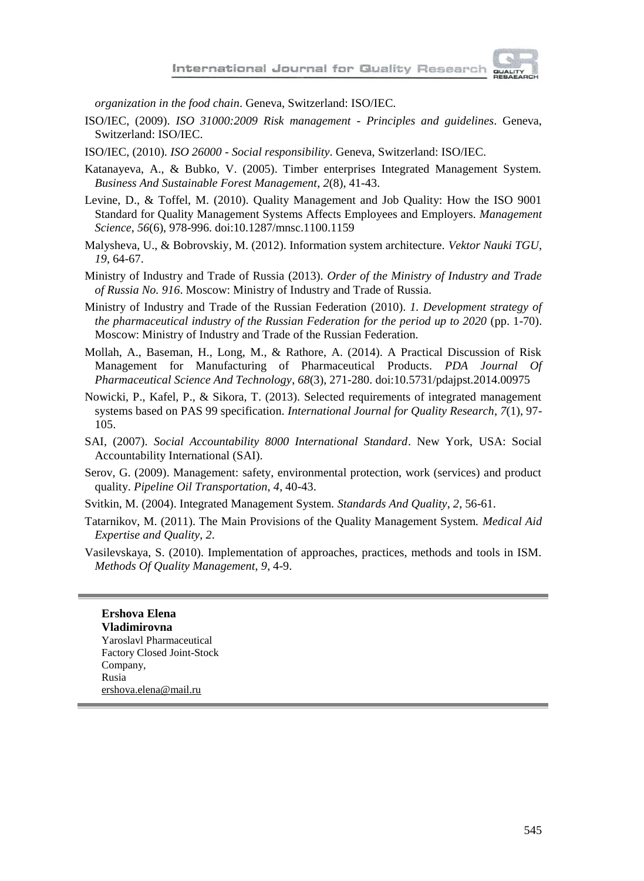*organization in the food chain*. Geneva, Switzerland: ISO/IEC.

ISO/IEC, (2009). *ISO 31000:2009 Risk management - Principles and guidelines*. Geneva, Switzerland: ISO/IEC.

ISO/IEC, (2010). *ISO 26000 - Social responsibility*. Geneva, Switzerland: ISO/IEC.

Katanayeva, A., & Bubko, V. (2005). Timber enterprises Integrated Management System. *Business And Sustainable Forest Management*, *2*(8), 41-43.

Levine, D., & Toffel, M. (2010). Quality Management and Job Quality: How the ISO 9001 Standard for Quality Management Systems Affects Employees and Employers. *Management Science*, *56*(6), 978-996. doi:10.1287/mnsc.1100.1159

Malysheva, U., & Bobrovskiy, M. (2012). Information system architecture. *Vektor Nauki TGU*, *19*, 64-67.

Ministry of Industry and Trade of Russia (2013). *Order of the Ministry of Industry and Trade of Russia No. 916*. Moscow: Ministry of Industry and Trade of Russia.

Ministry of Industry and Trade of the Russian Federation (2010). *1. Development strategy of the pharmaceutical industry of the Russian Federation for the period up to 2020* (pp. 1-70). Moscow: Ministry of Industry and Trade of the Russian Federation.

Mollah, A., Baseman, H., Long, M., & Rathore, A. (2014). A Practical Discussion of Risk Management for Manufacturing of Pharmaceutical Products. *PDA Journal Of Pharmaceutical Science And Technology*, *68*(3), 271-280. doi:10.5731/pdajpst.2014.00975

Nowicki, P., Kafel, P., & Sikora, T. (2013). Selected requirements of integrated management systems based on PAS 99 specification. *International Journal for Quality Research*, *7*(1), 97-105.

SAI, (2007). *Social Accountability 8000 International Standard*. New York, USA: Social Accountability International (SAI).

Serov, G. (2009). Management: safety, environmental protection, work (services) and product quality. *Pipeline Oil Transportation*, *4*, 40-43.

Svitkin, M. (2004). Integrated Management System. *Standards And Quality*, *2*, 56-61.

Tatarnikov, M. (2011). The Main Provisions of the Quality Management System. *Medical Aid Expertise and Quality*, *2*.

Vasilevskaya, S. (2010). Implementation of approaches, practices, methods and tools in ISM. *Methods Of Quality Management*, *9*, 4-9.

---

**Ershova Elena Vladimirovna**
Yaroslavl Pharmaceutical Factory Closed Joint-Stock Company,
Rusia
ershova.elena@mail.ru